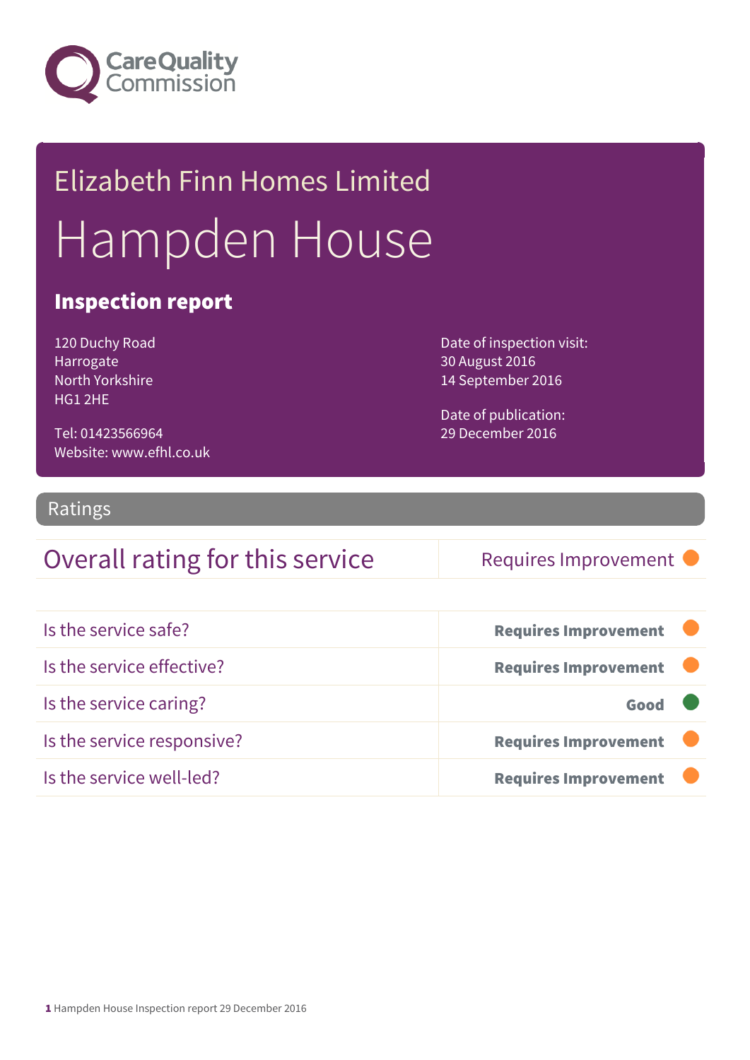Care Quality Commission

# Elizabeth Finn Homes Limited

# Hampden House

## Inspection report

120 Duchy Road
Harrogate
North Yorkshire
HG1 2HE

Tel: 01423566964
Website: www.efhl.co.uk

Date of inspection visit:
30 August 2016
14 September 2016

Date of publication:
29 December 2016

## Ratings

| Overall rating for this service | Requires Improvement |
|---|---|

| | |
|---|---|
| Is the service safe? | **Requires Improvement** |
| Is the service effective? | **Requires Improvement** |
| Is the service caring? | **Good** |
| Is the service responsive? | **Requires Improvement** |
| Is the service well-led? | **Requires Improvement** |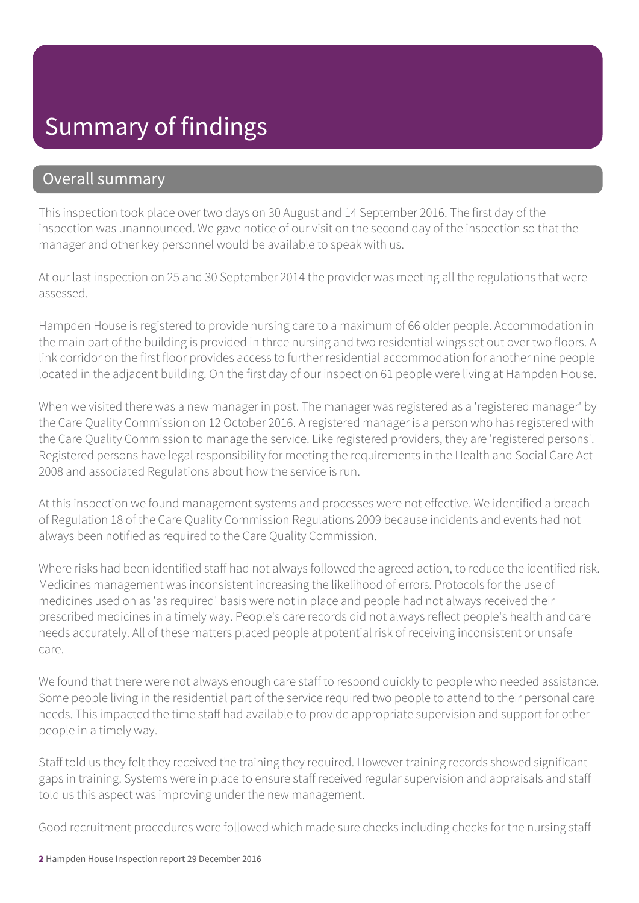# Summary of findings

## Overall summary

This inspection took place over two days on 30 August and 14 September 2016. The first day of the inspection was unannounced. We gave notice of our visit on the second day of the inspection so that the manager and other key personnel would be available to speak with us.

At our last inspection on 25 and 30 September 2014 the provider was meeting all the regulations that were assessed.

Hampden House is registered to provide nursing care to a maximum of 66 older people. Accommodation in the main part of the building is provided in three nursing and two residential wings set out over two floors. A link corridor on the first floor provides access to further residential accommodation for another nine people located in the adjacent building. On the first day of our inspection 61 people were living at Hampden House.

When we visited there was a new manager in post. The manager was registered as a 'registered manager' by the Care Quality Commission on 12 October 2016. A registered manager is a person who has registered with the Care Quality Commission to manage the service. Like registered providers, they are 'registered persons'. Registered persons have legal responsibility for meeting the requirements in the Health and Social Care Act 2008 and associated Regulations about how the service is run.

At this inspection we found management systems and processes were not effective. We identified a breach of Regulation 18 of the Care Quality Commission Regulations 2009 because incidents and events had not always been notified as required to the Care Quality Commission.

Where risks had been identified staff had not always followed the agreed action, to reduce the identified risk. Medicines management was inconsistent increasing the likelihood of errors. Protocols for the use of medicines used on as 'as required' basis were not in place and people had not always received their prescribed medicines in a timely way. People's care records did not always reflect people's health and care needs accurately. All of these matters placed people at potential risk of receiving inconsistent or unsafe care.

We found that there were not always enough care staff to respond quickly to people who needed assistance. Some people living in the residential part of the service required two people to attend to their personal care needs. This impacted the time staff had available to provide appropriate supervision and support for other people in a timely way.

Staff told us they felt they received the training they required. However training records showed significant gaps in training. Systems were in place to ensure staff received regular supervision and appraisals and staff told us this aspect was improving under the new management.

Good recruitment procedures were followed which made sure checks including checks for the nursing staff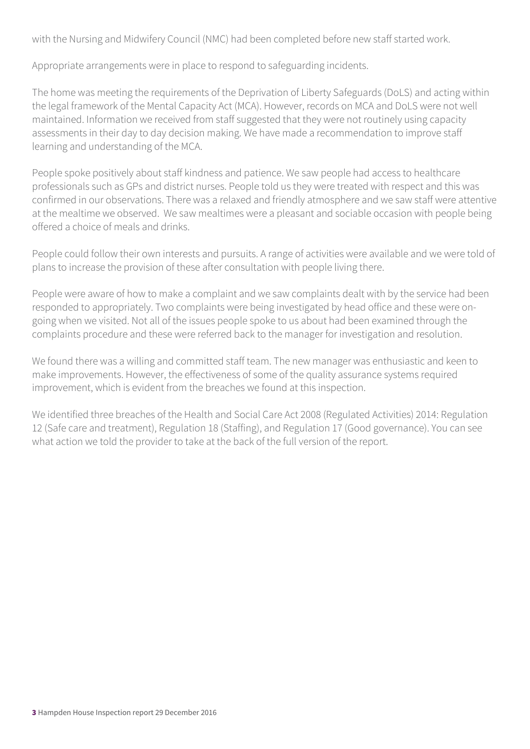with the Nursing and Midwifery Council (NMC) had been completed before new staff started work.

Appropriate arrangements were in place to respond to safeguarding incidents.

The home was meeting the requirements of the Deprivation of Liberty Safeguards (DoLS) and acting within the legal framework of the Mental Capacity Act (MCA). However, records on MCA and DoLS were not well maintained. Information we received from staff suggested that they were not routinely using capacity assessments in their day to day decision making. We have made a recommendation to improve staff learning and understanding of the MCA.

People spoke positively about staff kindness and patience. We saw people had access to healthcare professionals such as GPs and district nurses. People told us they were treated with respect and this was confirmed in our observations. There was a relaxed and friendly atmosphere and we saw staff were attentive at the mealtime we observed. We saw mealtimes were a pleasant and sociable occasion with people being offered a choice of meals and drinks.

People could follow their own interests and pursuits. A range of activities were available and we were told of plans to increase the provision of these after consultation with people living there.

People were aware of how to make a complaint and we saw complaints dealt with by the service had been responded to appropriately. Two complaints were being investigated by head office and these were on-going when we visited. Not all of the issues people spoke to us about had been examined through the complaints procedure and these were referred back to the manager for investigation and resolution.

We found there was a willing and committed staff team. The new manager was enthusiastic and keen to make improvements. However, the effectiveness of some of the quality assurance systems required improvement, which is evident from the breaches we found at this inspection.

We identified three breaches of the Health and Social Care Act 2008 (Regulated Activities) 2014: Regulation 12 (Safe care and treatment), Regulation 18 (Staffing), and Regulation 17 (Good governance). You can see what action we told the provider to take at the back of the full version of the report.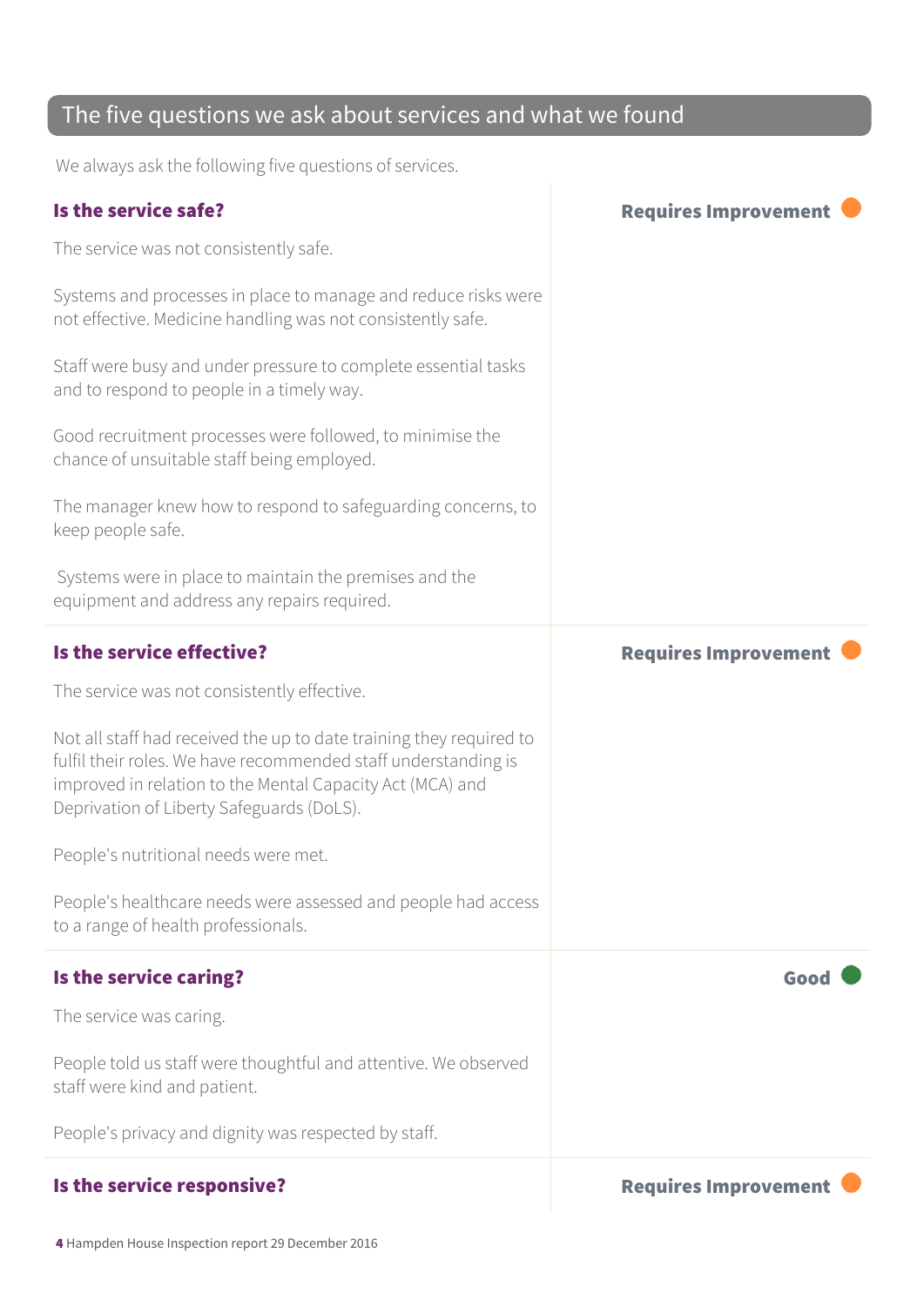## The five questions we ask about services and what we found

We always ask the following five questions of services.

### Is the service safe?

**Requires Improvement**

The service was not consistently safe.

Systems and processes in place to manage and reduce risks were not effective. Medicine handling was not consistently safe.

Staff were busy and under pressure to complete essential tasks and to respond to people in a timely way.

Good recruitment processes were followed, to minimise the chance of unsuitable staff being employed.

The manager knew how to respond to safeguarding concerns, to keep people safe.

Systems were in place to maintain the premises and the equipment and address any repairs required.

### Is the service effective?

**Requires Improvement**

The service was not consistently effective.

Not all staff had received the up to date training they required to fulfil their roles. We have recommended staff understanding is improved in relation to the Mental Capacity Act (MCA) and Deprivation of Liberty Safeguards (DoLS).

People's nutritional needs were met.

People's healthcare needs were assessed and people had access to a range of health professionals.

### Is the service caring?

**Good**

The service was caring.

People told us staff were thoughtful and attentive. We observed staff were kind and patient.

People's privacy and dignity was respected by staff.

### Is the service responsive?

**Requires Improvement**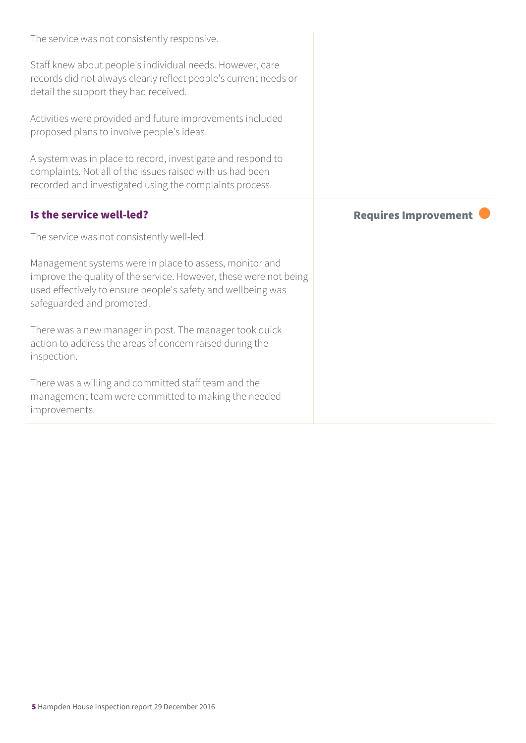The service was not consistently responsive.

Staff knew about people's individual needs. However, care records did not always clearly reflect people's current needs or detail the support they had received.

Activities were provided and future improvements included proposed plans to involve people's ideas.

A system was in place to record, investigate and respond to complaints. Not all of the issues raised with us had been recorded and investigated using the complaints process.

### Is the service well-led?

**Requires Improvement**

The service was not consistently well-led.

Management systems were in place to assess, monitor and improve the quality of the service. However, these were not being used effectively to ensure people's safety and wellbeing was safeguarded and promoted.

There was a new manager in post. The manager took quick action to address the areas of concern raised during the inspection.

There was a willing and committed staff team and the management team were committed to making the needed improvements.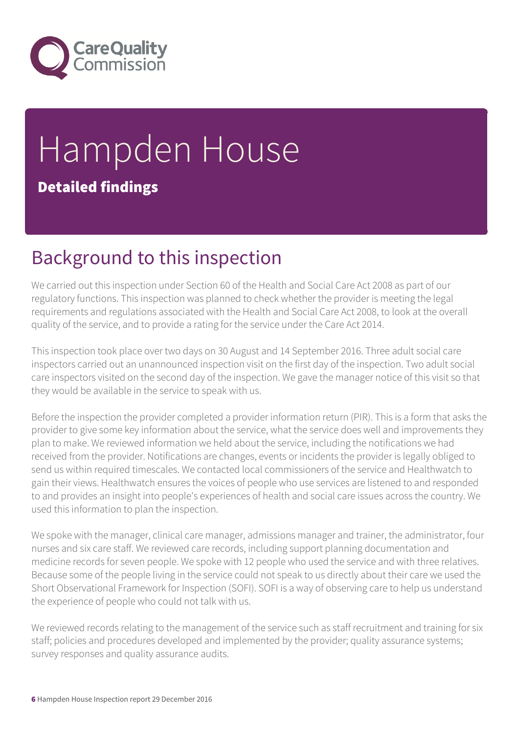# Hampden House

**Detailed findings**

## Background to this inspection

We carried out this inspection under Section 60 of the Health and Social Care Act 2008 as part of our regulatory functions. This inspection was planned to check whether the provider is meeting the legal requirements and regulations associated with the Health and Social Care Act 2008, to look at the overall quality of the service, and to provide a rating for the service under the Care Act 2014.

This inspection took place over two days on 30 August and 14 September 2016. Three adult social care inspectors carried out an unannounced inspection visit on the first day of the inspection. Two adult social care inspectors visited on the second day of the inspection. We gave the manager notice of this visit so that they would be available in the service to speak with us.

Before the inspection the provider completed a provider information return (PIR). This is a form that asks the provider to give some key information about the service, what the service does well and improvements they plan to make. We reviewed information we held about the service, including the notifications we had received from the provider. Notifications are changes, events or incidents the provider is legally obliged to send us within required timescales. We contacted local commissioners of the service and Healthwatch to gain their views. Healthwatch ensures the voices of people who use services are listened to and responded to and provides an insight into people's experiences of health and social care issues across the country. We used this information to plan the inspection.

We spoke with the manager, clinical care manager, admissions manager and trainer, the administrator, four nurses and six care staff. We reviewed care records, including support planning documentation and medicine records for seven people. We spoke with 12 people who used the service and with three relatives. Because some of the people living in the service could not speak to us directly about their care we used the Short Observational Framework for Inspection (SOFI). SOFI is a way of observing care to help us understand the experience of people who could not talk with us.

We reviewed records relating to the management of the service such as staff recruitment and training for six staff; policies and procedures developed and implemented by the provider; quality assurance systems; survey responses and quality assurance audits.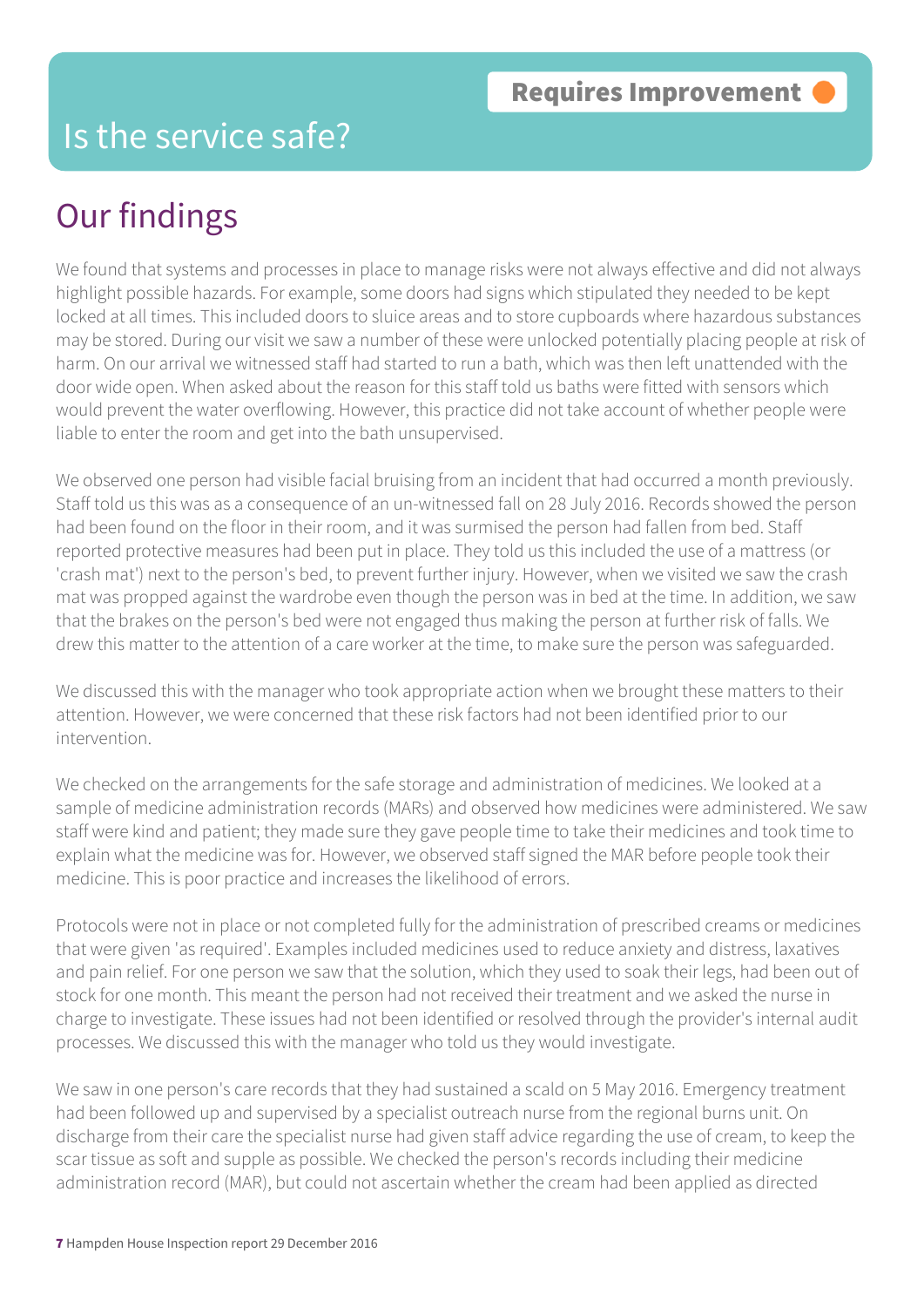# Is the service safe?

**Requires Improvement**

## Our findings

We found that systems and processes in place to manage risks were not always effective and did not always highlight possible hazards. For example, some doors had signs which stipulated they needed to be kept locked at all times. This included doors to sluice areas and to store cupboards where hazardous substances may be stored. During our visit we saw a number of these were unlocked potentially placing people at risk of harm. On our arrival we witnessed staff had started to run a bath, which was then left unattended with the door wide open. When asked about the reason for this staff told us baths were fitted with sensors which would prevent the water overflowing. However, this practice did not take account of whether people were liable to enter the room and get into the bath unsupervised.

We observed one person had visible facial bruising from an incident that had occurred a month previously. Staff told us this was as a consequence of an un-witnessed fall on 28 July 2016. Records showed the person had been found on the floor in their room, and it was surmised the person had fallen from bed. Staff reported protective measures had been put in place. They told us this included the use of a mattress (or 'crash mat') next to the person's bed, to prevent further injury. However, when we visited we saw the crash mat was propped against the wardrobe even though the person was in bed at the time. In addition, we saw that the brakes on the person's bed were not engaged thus making the person at further risk of falls. We drew this matter to the attention of a care worker at the time, to make sure the person was safeguarded.

We discussed this with the manager who took appropriate action when we brought these matters to their attention. However, we were concerned that these risk factors had not been identified prior to our intervention.

We checked on the arrangements for the safe storage and administration of medicines. We looked at a sample of medicine administration records (MARs) and observed how medicines were administered. We saw staff were kind and patient; they made sure they gave people time to take their medicines and took time to explain what the medicine was for. However, we observed staff signed the MAR before people took their medicine. This is poor practice and increases the likelihood of errors.

Protocols were not in place or not completed fully for the administration of prescribed creams or medicines that were given 'as required'. Examples included medicines used to reduce anxiety and distress, laxatives and pain relief. For one person we saw that the solution, which they used to soak their legs, had been out of stock for one month. This meant the person had not received their treatment and we asked the nurse in charge to investigate. These issues had not been identified or resolved through the provider's internal audit processes. We discussed this with the manager who told us they would investigate.

We saw in one person's care records that they had sustained a scald on 5 May 2016. Emergency treatment had been followed up and supervised by a specialist outreach nurse from the regional burns unit. On discharge from their care the specialist nurse had given staff advice regarding the use of cream, to keep the scar tissue as soft and supple as possible. We checked the person's records including their medicine administration record (MAR), but could not ascertain whether the cream had been applied as directed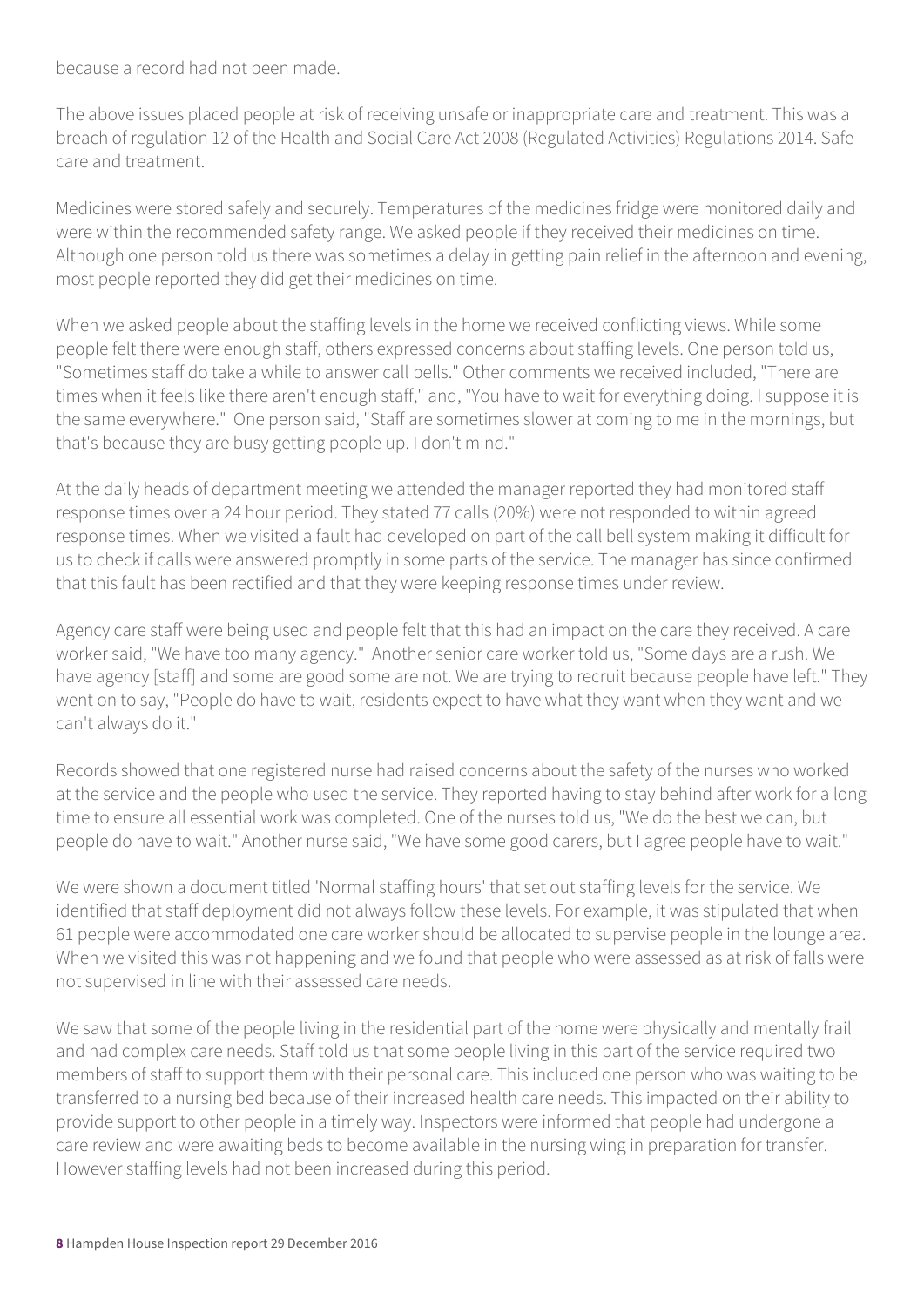because a record had not been made.

The above issues placed people at risk of receiving unsafe or inappropriate care and treatment. This was a breach of regulation 12 of the Health and Social Care Act 2008 (Regulated Activities) Regulations 2014. Safe care and treatment.

Medicines were stored safely and securely. Temperatures of the medicines fridge were monitored daily and were within the recommended safety range. We asked people if they received their medicines on time. Although one person told us there was sometimes a delay in getting pain relief in the afternoon and evening, most people reported they did get their medicines on time.

When we asked people about the staffing levels in the home we received conflicting views. While some people felt there were enough staff, others expressed concerns about staffing levels. One person told us, "Sometimes staff do take a while to answer call bells." Other comments we received included, "There are times when it feels like there aren't enough staff," and, "You have to wait for everything doing. I suppose it is the same everywhere." One person said, "Staff are sometimes slower at coming to me in the mornings, but that's because they are busy getting people up. I don't mind."

At the daily heads of department meeting we attended the manager reported they had monitored staff response times over a 24 hour period. They stated 77 calls (20%) were not responded to within agreed response times. When we visited a fault had developed on part of the call bell system making it difficult for us to check if calls were answered promptly in some parts of the service. The manager has since confirmed that this fault has been rectified and that they were keeping response times under review.

Agency care staff were being used and people felt that this had an impact on the care they received. A care worker said, "We have too many agency." Another senior care worker told us, "Some days are a rush. We have agency [staff] and some are good some are not. We are trying to recruit because people have left." They went on to say, "People do have to wait, residents expect to have what they want when they want and we can't always do it."

Records showed that one registered nurse had raised concerns about the safety of the nurses who worked at the service and the people who used the service. They reported having to stay behind after work for a long time to ensure all essential work was completed. One of the nurses told us, "We do the best we can, but people do have to wait." Another nurse said, "We have some good carers, but I agree people have to wait."

We were shown a document titled 'Normal staffing hours' that set out staffing levels for the service. We identified that staff deployment did not always follow these levels. For example, it was stipulated that when 61 people were accommodated one care worker should be allocated to supervise people in the lounge area. When we visited this was not happening and we found that people who were assessed as at risk of falls were not supervised in line with their assessed care needs.

We saw that some of the people living in the residential part of the home were physically and mentally frail and had complex care needs. Staff told us that some people living in this part of the service required two members of staff to support them with their personal care. This included one person who was waiting to be transferred to a nursing bed because of their increased health care needs. This impacted on their ability to provide support to other people in a timely way. Inspectors were informed that people had undergone a care review and were awaiting beds to become available in the nursing wing in preparation for transfer. However staffing levels had not been increased during this period.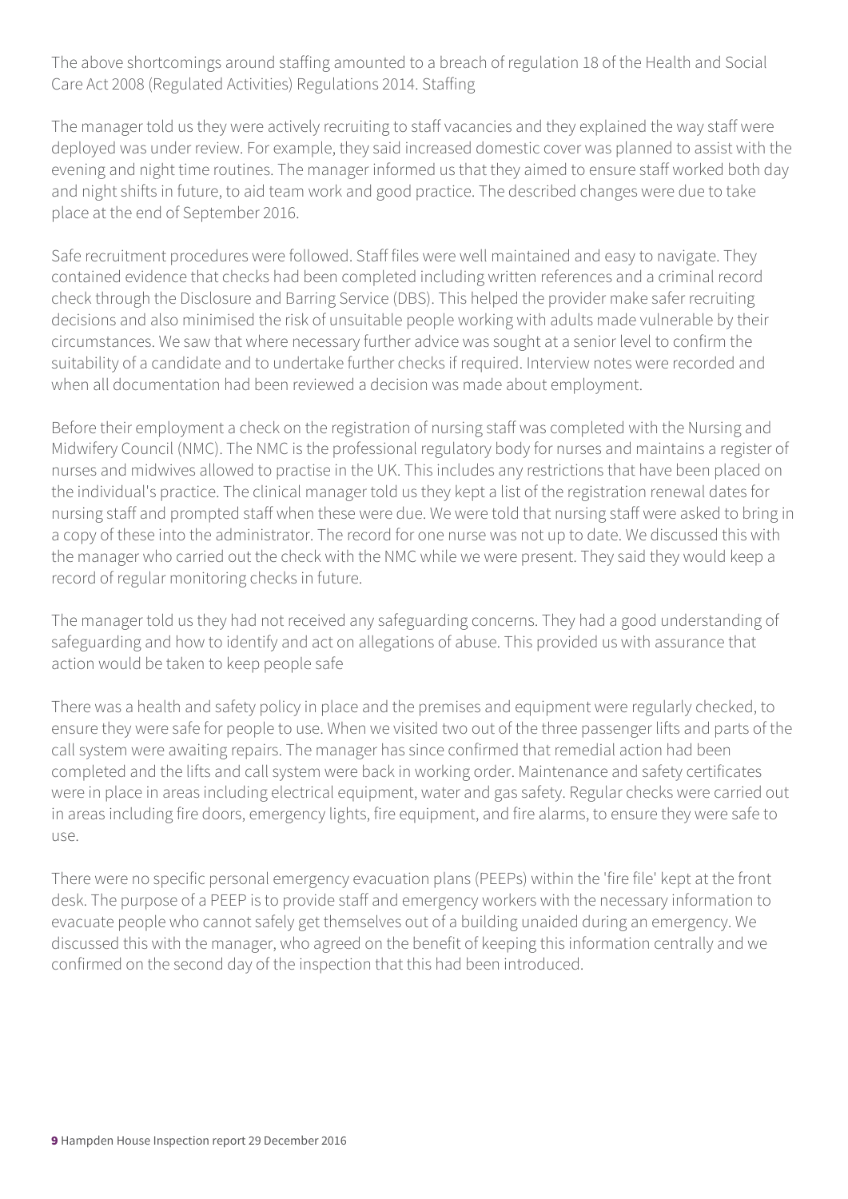The above shortcomings around staffing amounted to a breach of regulation 18 of the Health and Social Care Act 2008 (Regulated Activities) Regulations 2014. Staffing

The manager told us they were actively recruiting to staff vacancies and they explained the way staff were deployed was under review. For example, they said increased domestic cover was planned to assist with the evening and night time routines. The manager informed us that they aimed to ensure staff worked both day and night shifts in future, to aid team work and good practice. The described changes were due to take place at the end of September 2016.

Safe recruitment procedures were followed. Staff files were well maintained and easy to navigate. They contained evidence that checks had been completed including written references and a criminal record check through the Disclosure and Barring Service (DBS). This helped the provider make safer recruiting decisions and also minimised the risk of unsuitable people working with adults made vulnerable by their circumstances. We saw that where necessary further advice was sought at a senior level to confirm the suitability of a candidate and to undertake further checks if required. Interview notes were recorded and when all documentation had been reviewed a decision was made about employment.

Before their employment a check on the registration of nursing staff was completed with the Nursing and Midwifery Council (NMC). The NMC is the professional regulatory body for nurses and maintains a register of nurses and midwives allowed to practise in the UK. This includes any restrictions that have been placed on the individual's practice. The clinical manager told us they kept a list of the registration renewal dates for nursing staff and prompted staff when these were due. We were told that nursing staff were asked to bring in a copy of these into the administrator. The record for one nurse was not up to date. We discussed this with the manager who carried out the check with the NMC while we were present. They said they would keep a record of regular monitoring checks in future.

The manager told us they had not received any safeguarding concerns. They had a good understanding of safeguarding and how to identify and act on allegations of abuse. This provided us with assurance that action would be taken to keep people safe

There was a health and safety policy in place and the premises and equipment were regularly checked, to ensure they were safe for people to use. When we visited two out of the three passenger lifts and parts of the call system were awaiting repairs. The manager has since confirmed that remedial action had been completed and the lifts and call system were back in working order. Maintenance and safety certificates were in place in areas including electrical equipment, water and gas safety. Regular checks were carried out in areas including fire doors, emergency lights, fire equipment, and fire alarms, to ensure they were safe to use.

There were no specific personal emergency evacuation plans (PEEPs) within the 'fire file' kept at the front desk. The purpose of a PEEP is to provide staff and emergency workers with the necessary information to evacuate people who cannot safely get themselves out of a building unaided during an emergency. We discussed this with the manager, who agreed on the benefit of keeping this information centrally and we confirmed on the second day of the inspection that this had been introduced.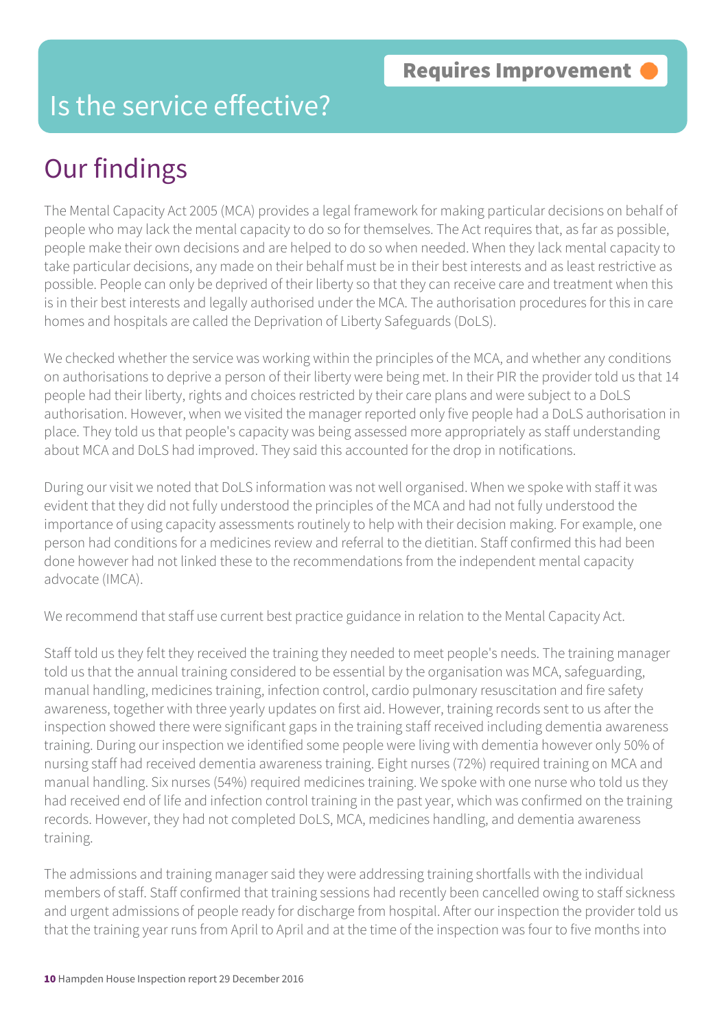Requires Improvement

# Is the service effective?

## Our findings

The Mental Capacity Act 2005 (MCA) provides a legal framework for making particular decisions on behalf of people who may lack the mental capacity to do so for themselves. The Act requires that, as far as possible, people make their own decisions and are helped to do so when needed. When they lack mental capacity to take particular decisions, any made on their behalf must be in their best interests and as least restrictive as possible. People can only be deprived of their liberty so that they can receive care and treatment when this is in their best interests and legally authorised under the MCA. The authorisation procedures for this in care homes and hospitals are called the Deprivation of Liberty Safeguards (DoLS).

We checked whether the service was working within the principles of the MCA, and whether any conditions on authorisations to deprive a person of their liberty were being met. In their PIR the provider told us that 14 people had their liberty, rights and choices restricted by their care plans and were subject to a DoLS authorisation. However, when we visited the manager reported only five people had a DoLS authorisation in place. They told us that people's capacity was being assessed more appropriately as staff understanding about MCA and DoLS had improved. They said this accounted for the drop in notifications.

During our visit we noted that DoLS information was not well organised. When we spoke with staff it was evident that they did not fully understand the principles of the MCA and had not fully understood the importance of using capacity assessments routinely to help with their decision making. For example, one person had conditions for a medicines review and referral to the dietitian. Staff confirmed this had been done however had not linked these to the recommendations from the independent mental capacity advocate (IMCA).

We recommend that staff use current best practice guidance in relation to the Mental Capacity Act.

Staff told us they felt they received the training they needed to meet people's needs. The training manager told us that the annual training considered to be essential by the organisation was MCA, safeguarding, manual handling, medicines training, infection control, cardio pulmonary resuscitation and fire safety awareness, together with three yearly updates on first aid. However, training records sent to us after the inspection showed there were significant gaps in the training staff received including dementia awareness training. During our inspection we identified some people were living with dementia however only 50% of nursing staff had received dementia awareness training. Eight nurses (72%) required training on MCA and manual handling. Six nurses (54%) required medicines training. We spoke with one nurse who told us they had received end of life and infection control training in the past year, which was confirmed on the training records. However, they had not completed DoLS, MCA, medicines handling, and dementia awareness training.

The admissions and training manager said they were addressing training shortfalls with the individual members of staff. Staff confirmed that training sessions had recently been cancelled owing to staff sickness and urgent admissions of people ready for discharge from hospital. After our inspection the provider told us that the training year runs from April to April and at the time of the inspection was four to five months into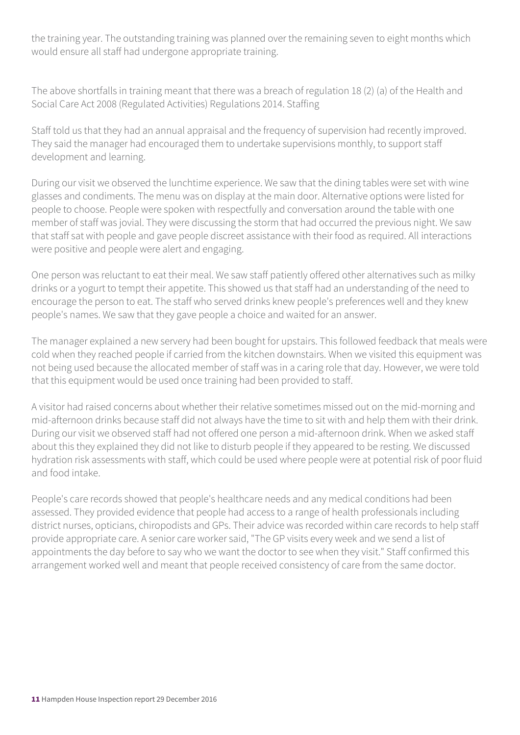the training year. The outstanding training was planned over the remaining seven to eight months which would ensure all staff had undergone appropriate training.

The above shortfalls in training meant that there was a breach of regulation 18 (2) (a) of the Health and Social Care Act 2008 (Regulated Activities) Regulations 2014. Staffing

Staff told us that they had an annual appraisal and the frequency of supervision had recently improved. They said the manager had encouraged them to undertake supervisions monthly, to support staff development and learning.

During our visit we observed the lunchtime experience. We saw that the dining tables were set with wine glasses and condiments. The menu was on display at the main door. Alternative options were listed for people to choose. People were spoken with respectfully and conversation around the table with one member of staff was jovial. They were discussing the storm that had occurred the previous night. We saw that staff sat with people and gave people discreet assistance with their food as required. All interactions were positive and people were alert and engaging.

One person was reluctant to eat their meal. We saw staff patiently offered other alternatives such as milky drinks or a yogurt to tempt their appetite. This showed us that staff had an understanding of the need to encourage the person to eat. The staff who served drinks knew people's preferences well and they knew people's names. We saw that they gave people a choice and waited for an answer.

The manager explained a new servery had been bought for upstairs. This followed feedback that meals were cold when they reached people if carried from the kitchen downstairs. When we visited this equipment was not being used because the allocated member of staff was in a caring role that day. However, we were told that this equipment would be used once training had been provided to staff.

A visitor had raised concerns about whether their relative sometimes missed out on the mid-morning and mid-afternoon drinks because staff did not always have the time to sit with and help them with their drink. During our visit we observed staff had not offered one person a mid-afternoon drink. When we asked staff about this they explained they did not like to disturb people if they appeared to be resting. We discussed hydration risk assessments with staff, which could be used where people were at potential risk of poor fluid and food intake.

People's care records showed that people's healthcare needs and any medical conditions had been assessed. They provided evidence that people had access to a range of health professionals including district nurses, opticians, chiropodists and GPs. Their advice was recorded within care records to help staff provide appropriate care. A senior care worker said, "The GP visits every week and we send a list of appointments the day before to say who we want the doctor to see when they visit." Staff confirmed this arrangement worked well and meant that people received consistency of care from the same doctor.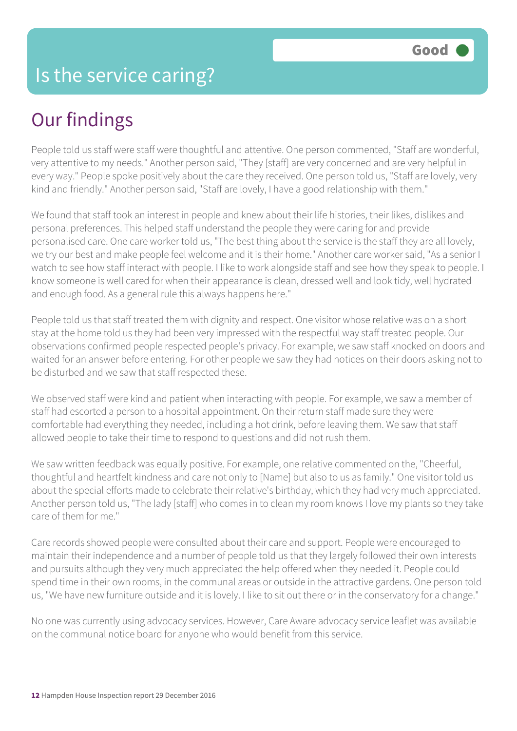# Is the service caring?

Good

## Our findings

People told us staff were staff were thoughtful and attentive. One person commented, "Staff are wonderful, very attentive to my needs." Another person said, "They [staff] are very concerned and are very helpful in every way." People spoke positively about the care they received. One person told us, "Staff are lovely, very kind and friendly." Another person said, "Staff are lovely, I have a good relationship with them."

We found that staff took an interest in people and knew about their life histories, their likes, dislikes and personal preferences. This helped staff understand the people they were caring for and provide personalised care. One care worker told us, "The best thing about the service is the staff they are all lovely, we try our best and make people feel welcome and it is their home." Another care worker said, "As a senior I watch to see how staff interact with people. I like to work alongside staff and see how they speak to people. I know someone is well cared for when their appearance is clean, dressed well and look tidy, well hydrated and enough food. As a general rule this always happens here."

People told us that staff treated them with dignity and respect. One visitor whose relative was on a short stay at the home told us they had been very impressed with the respectful way staff treated people. Our observations confirmed people respected people's privacy. For example, we saw staff knocked on doors and waited for an answer before entering. For other people we saw they had notices on their doors asking not to be disturbed and we saw that staff respected these.

We observed staff were kind and patient when interacting with people. For example, we saw a member of staff had escorted a person to a hospital appointment. On their return staff made sure they were comfortable had everything they needed, including a hot drink, before leaving them. We saw that staff allowed people to take their time to respond to questions and did not rush them.

We saw written feedback was equally positive. For example, one relative commented on the, "Cheerful, thoughtful and heartfelt kindness and care not only to [Name] but also to us as family." One visitor told us about the special efforts made to celebrate their relative's birthday, which they had very much appreciated. Another person told us, "The lady [staff] who comes in to clean my room knows I love my plants so they take care of them for me."

Care records showed people were consulted about their care and support. People were encouraged to maintain their independence and a number of people told us that they largely followed their own interests and pursuits although they very much appreciated the help offered when they needed it. People could spend time in their own rooms, in the communal areas or outside in the attractive gardens. One person told us, "We have new furniture outside and it is lovely. I like to sit out there or in the conservatory for a change."

No one was currently using advocacy services. However, Care Aware advocacy service leaflet was available on the communal notice board for anyone who would benefit from this service.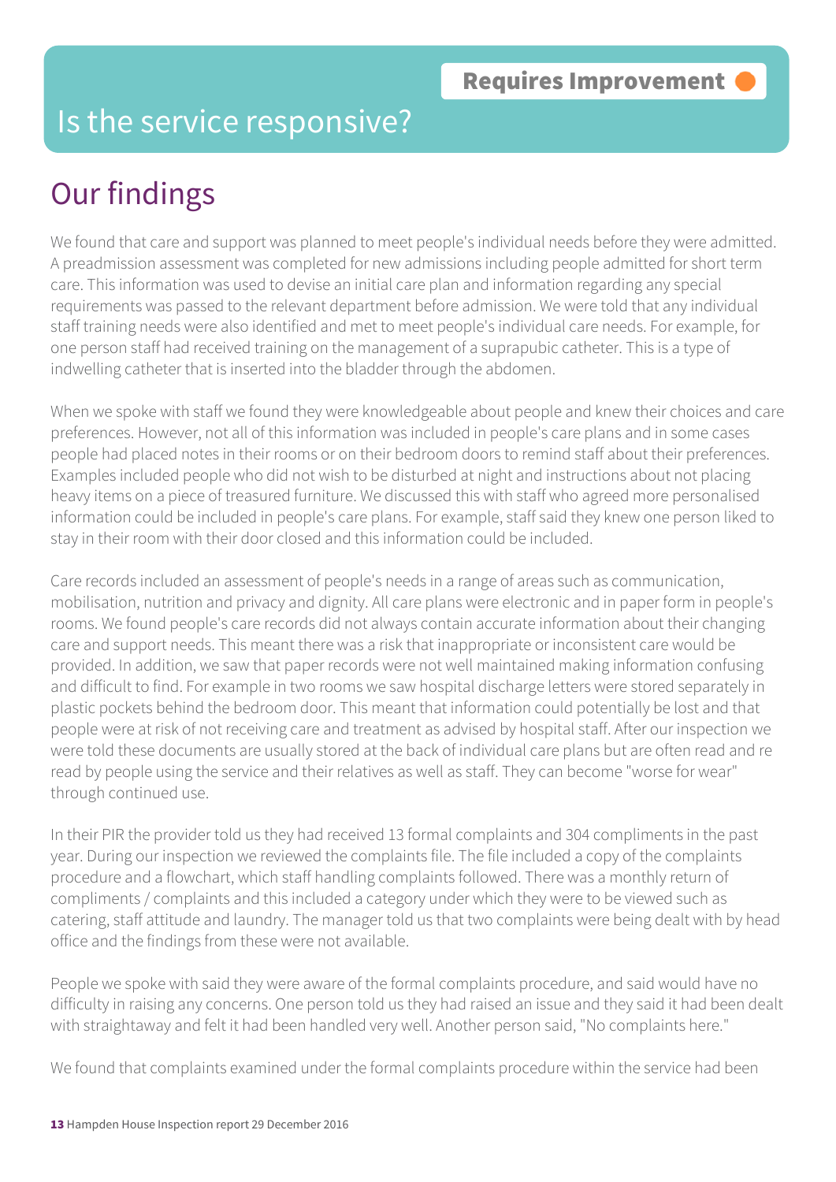Requires Improvement

# Is the service responsive?

## Our findings

We found that care and support was planned to meet people's individual needs before they were admitted. A preadmission assessment was completed for new admissions including people admitted for short term care. This information was used to devise an initial care plan and information regarding any special requirements was passed to the relevant department before admission. We were told that any individual staff training needs were also identified and met to meet people's individual care needs. For example, for one person staff had received training on the management of a suprapubic catheter. This is a type of indwelling catheter that is inserted into the bladder through the abdomen.

When we spoke with staff we found they were knowledgeable about people and knew their choices and care preferences. However, not all of this information was included in people's care plans and in some cases people had placed notes in their rooms or on their bedroom doors to remind staff about their preferences. Examples included people who did not wish to be disturbed at night and instructions about not placing heavy items on a piece of treasured furniture. We discussed this with staff who agreed more personalised information could be included in people's care plans. For example, staff said they knew one person liked to stay in their room with their door closed and this information could be included.

Care records included an assessment of people's needs in a range of areas such as communication, mobilisation, nutrition and privacy and dignity. All care plans were electronic and in paper form in people's rooms. We found people's care records did not always contain accurate information about their changing care and support needs. This meant there was a risk that inappropriate or inconsistent care would be provided. In addition, we saw that paper records were not well maintained making information confusing and difficult to find. For example in two rooms we saw hospital discharge letters were stored separately in plastic pockets behind the bedroom door. This meant that information could potentially be lost and that people were at risk of not receiving care and treatment as advised by hospital staff. After our inspection we were told these documents are usually stored at the back of individual care plans but are often read and re read by people using the service and their relatives as well as staff. They can become "worse for wear" through continued use.

In their PIR the provider told us they had received 13 formal complaints and 304 compliments in the past year. During our inspection we reviewed the complaints file. The file included a copy of the complaints procedure and a flowchart, which staff handling complaints followed. There was a monthly return of compliments / complaints and this included a category under which they were to be viewed such as catering, staff attitude and laundry. The manager told us that two complaints were being dealt with by head office and the findings from these were not available.

People we spoke with said they were aware of the formal complaints procedure, and said would have no difficulty in raising any concerns. One person told us they had raised an issue and they said it had been dealt with straightaway and felt it had been handled very well. Another person said, "No complaints here."

We found that complaints examined under the formal complaints procedure within the service had been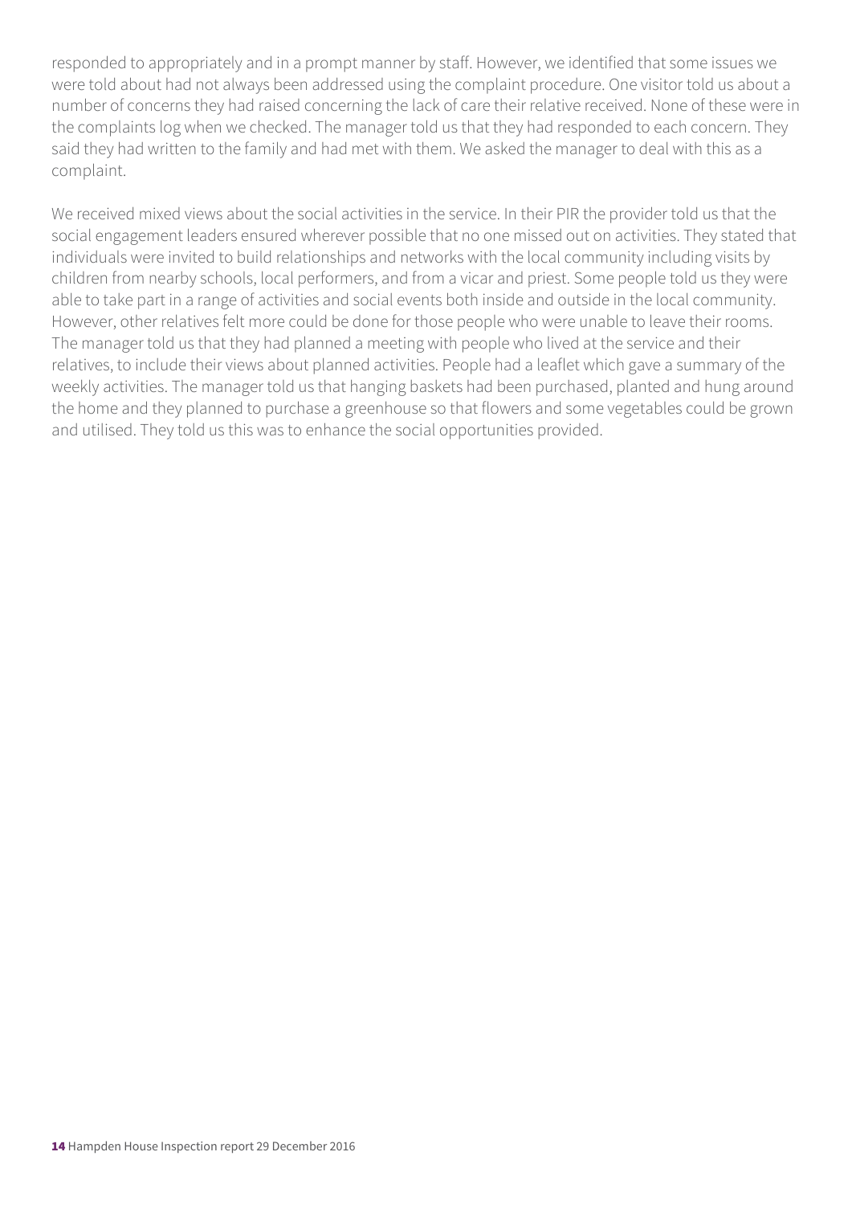responded to appropriately and in a prompt manner by staff. However, we identified that some issues we were told about had not always been addressed using the complaint procedure. One visitor told us about a number of concerns they had raised concerning the lack of care their relative received. None of these were in the complaints log when we checked. The manager told us that they had responded to each concern. They said they had written to the family and had met with them. We asked the manager to deal with this as a complaint.

We received mixed views about the social activities in the service. In their PIR the provider told us that the social engagement leaders ensured wherever possible that no one missed out on activities. They stated that individuals were invited to build relationships and networks with the local community including visits by children from nearby schools, local performers, and from a vicar and priest. Some people told us they were able to take part in a range of activities and social events both inside and outside in the local community. However, other relatives felt more could be done for those people who were unable to leave their rooms. The manager told us that they had planned a meeting with people who lived at the service and their relatives, to include their views about planned activities. People had a leaflet which gave a summary of the weekly activities. The manager told us that hanging baskets had been purchased, planted and hung around the home and they planned to purchase a greenhouse so that flowers and some vegetables could be grown and utilised. They told us this was to enhance the social opportunities provided.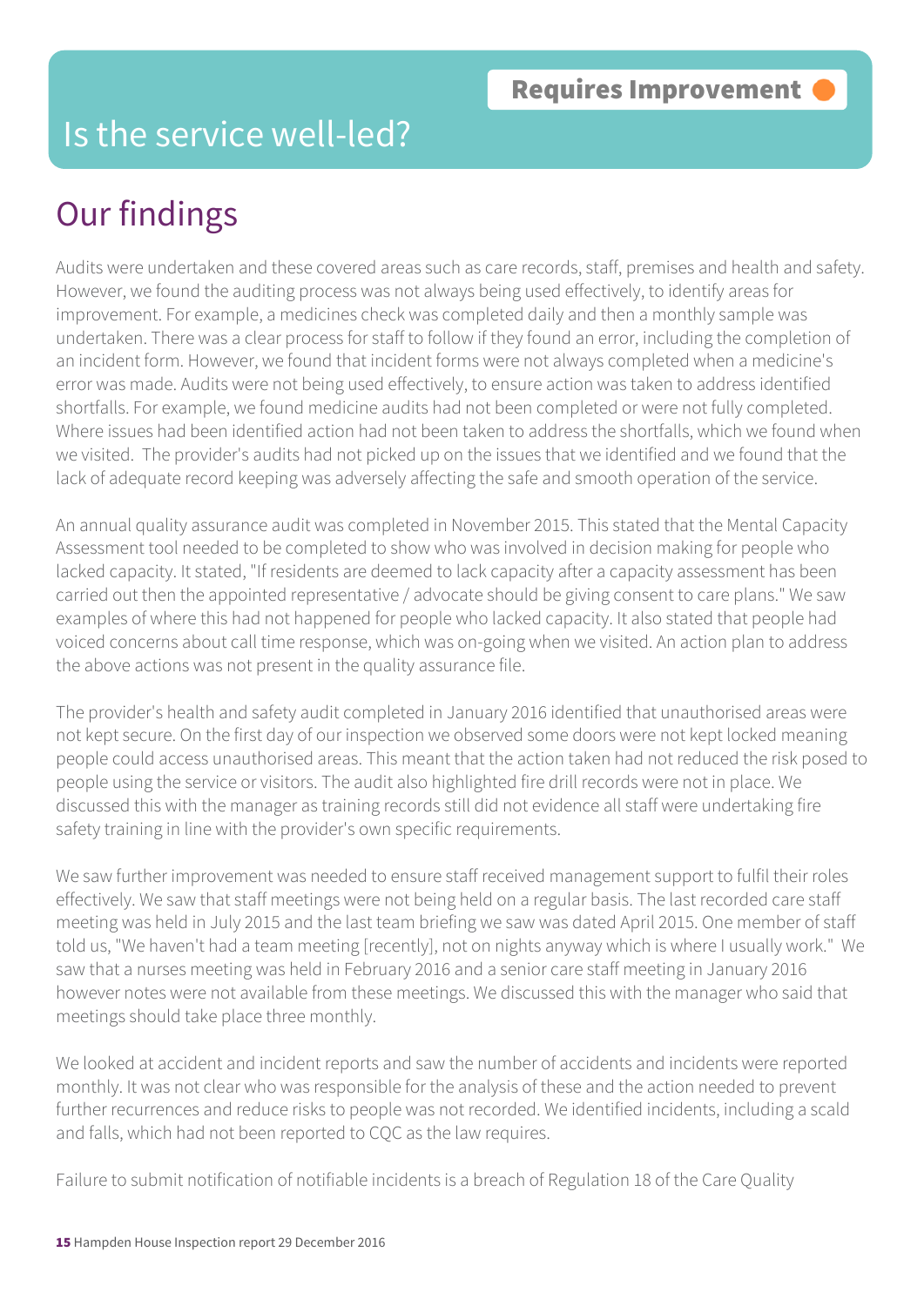Requires Improvement

# Is the service well-led?

## Our findings

Audits were undertaken and these covered areas such as care records, staff, premises and health and safety. However, we found the auditing process was not always being used effectively, to identify areas for improvement. For example, a medicines check was completed daily and then a monthly sample was undertaken. There was a clear process for staff to follow if they found an error, including the completion of an incident form. However, we found that incident forms were not always completed when a medicine's error was made. Audits were not being used effectively, to ensure action was taken to address identified shortfalls. For example, we found medicine audits had not been completed or were not fully completed. Where issues had been identified action had not been taken to address the shortfalls, which we found when we visited. The provider's audits had not picked up on the issues that we identified and we found that the lack of adequate record keeping was adversely affecting the safe and smooth operation of the service.

An annual quality assurance audit was completed in November 2015. This stated that the Mental Capacity Assessment tool needed to be completed to show who was involved in decision making for people who lacked capacity. It stated, "If residents are deemed to lack capacity after a capacity assessment has been carried out then the appointed representative / advocate should be giving consent to care plans." We saw examples of where this had not happened for people who lacked capacity. It also stated that people had voiced concerns about call time response, which was on-going when we visited. An action plan to address the above actions was not present in the quality assurance file.

The provider's health and safety audit completed in January 2016 identified that unauthorised areas were not kept secure. On the first day of our inspection we observed some doors were not kept locked meaning people could access unauthorised areas. This meant that the action taken had not reduced the risk posed to people using the service or visitors. The audit also highlighted fire drill records were not in place. We discussed this with the manager as training records still did not evidence all staff were undertaking fire safety training in line with the provider's own specific requirements.

We saw further improvement was needed to ensure staff received management support to fulfil their roles effectively. We saw that staff meetings were not being held on a regular basis. The last recorded care staff meeting was held in July 2015 and the last team briefing we saw was dated April 2015. One member of staff told us, "We haven't had a team meeting [recently], not on nights anyway which is where I usually work." We saw that a nurses meeting was held in February 2016 and a senior care staff meeting in January 2016 however notes were not available from these meetings. We discussed this with the manager who said that meetings should take place three monthly.

We looked at accident and incident reports and saw the number of accidents and incidents were reported monthly. It was not clear who was responsible for the analysis of these and the action needed to prevent further recurrences and reduce risks to people was not recorded. We identified incidents, including a scald and falls, which had not been reported to CQC as the law requires.

Failure to submit notification of notifiable incidents is a breach of Regulation 18 of the Care Quality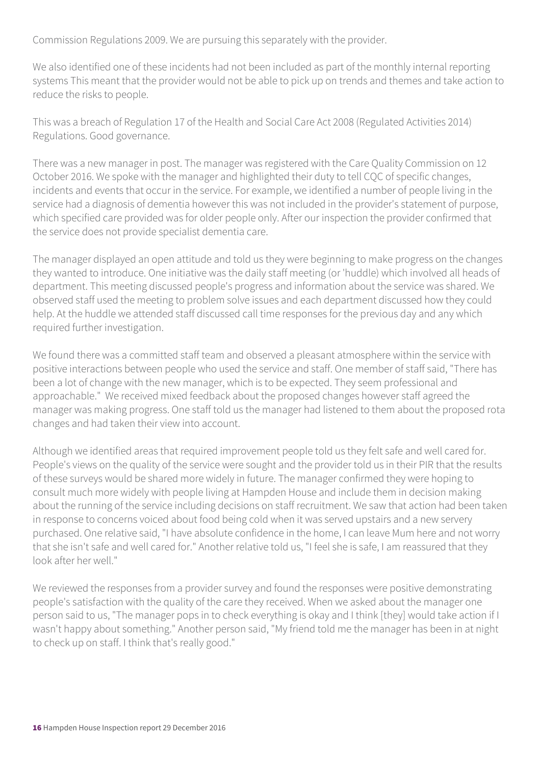Commission Regulations 2009. We are pursuing this separately with the provider.

We also identified one of these incidents had not been included as part of the monthly internal reporting systems This meant that the provider would not be able to pick up on trends and themes and take action to reduce the risks to people.

This was a breach of Regulation 17 of the Health and Social Care Act 2008 (Regulated Activities 2014) Regulations. Good governance.

There was a new manager in post. The manager was registered with the Care Quality Commission on 12 October 2016. We spoke with the manager and highlighted their duty to tell CQC of specific changes, incidents and events that occur in the service. For example, we identified a number of people living in the service had a diagnosis of dementia however this was not included in the provider's statement of purpose, which specified care provided was for older people only. After our inspection the provider confirmed that the service does not provide specialist dementia care.

The manager displayed an open attitude and told us they were beginning to make progress on the changes they wanted to introduce. One initiative was the daily staff meeting (or 'huddle) which involved all heads of department. This meeting discussed people's progress and information about the service was shared. We observed staff used the meeting to problem solve issues and each department discussed how they could help. At the huddle we attended staff discussed call time responses for the previous day and any which required further investigation.

We found there was a committed staff team and observed a pleasant atmosphere within the service with positive interactions between people who used the service and staff. One member of staff said, "There has been a lot of change with the new manager, which is to be expected. They seem professional and approachable." We received mixed feedback about the proposed changes however staff agreed the manager was making progress. One staff told us the manager had listened to them about the proposed rota changes and had taken their view into account.

Although we identified areas that required improvement people told us they felt safe and well cared for. People's views on the quality of the service were sought and the provider told us in their PIR that the results of these surveys would be shared more widely in future. The manager confirmed they were hoping to consult much more widely with people living at Hampden House and include them in decision making about the running of the service including decisions on staff recruitment. We saw that action had been taken in response to concerns voiced about food being cold when it was served upstairs and a new servery purchased. One relative said, "I have absolute confidence in the home, I can leave Mum here and not worry that she isn't safe and well cared for." Another relative told us, "I feel she is safe, I am reassured that they look after her well."

We reviewed the responses from a provider survey and found the responses were positive demonstrating people's satisfaction with the quality of the care they received. When we asked about the manager one person said to us, "The manager pops in to check everything is okay and I think [they] would take action if I wasn't happy about something." Another person said, "My friend told me the manager has been in at night to check up on staff. I think that's really good."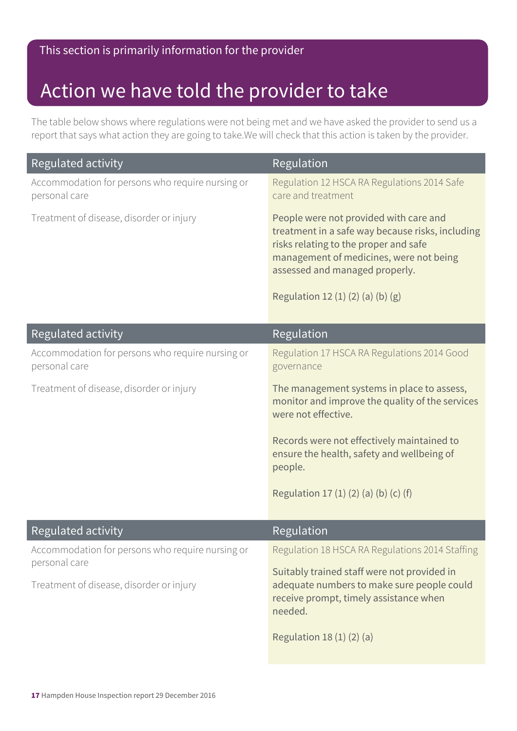This section is primarily information for the provider

# Action we have told the provider to take

The table below shows where regulations were not being met and we have asked the provider to send us a report that says what action they are going to take.We will check that this action is taken by the provider.

| Regulated activity | Regulation |
|---|---|
| Accommodation for persons who require nursing or personal care<br><br>Treatment of disease, disorder or injury | Regulation 12 HSCA RA Regulations 2014 Safe care and treatment<br><br>People were not provided with care and treatment in a safe way because risks, including risks relating to the proper and safe management of medicines, were not being assessed and managed properly.<br><br>Regulation 12 (1) (2) (a) (b) (g) |

| Regulated activity | Regulation |
|---|---|
| Accommodation for persons who require nursing or personal care<br><br>Treatment of disease, disorder or injury | Regulation 17 HSCA RA Regulations 2014 Good governance<br><br>The management systems in place to assess, monitor and improve the quality of the services were not effective.<br><br>Records were not effectively maintained to ensure the health, safety and wellbeing of people.<br><br>Regulation 17 (1) (2) (a) (b) (c) (f) |

| Regulated activity | Regulation |
|---|---|
| Accommodation for persons who require nursing or personal care<br><br>Treatment of disease, disorder or injury | Regulation 18 HSCA RA Regulations 2014 Staffing<br><br>Suitably trained staff were not provided in adequate numbers to make sure people could receive prompt, timely assistance when needed.<br><br>Regulation 18 (1) (2) (a) |